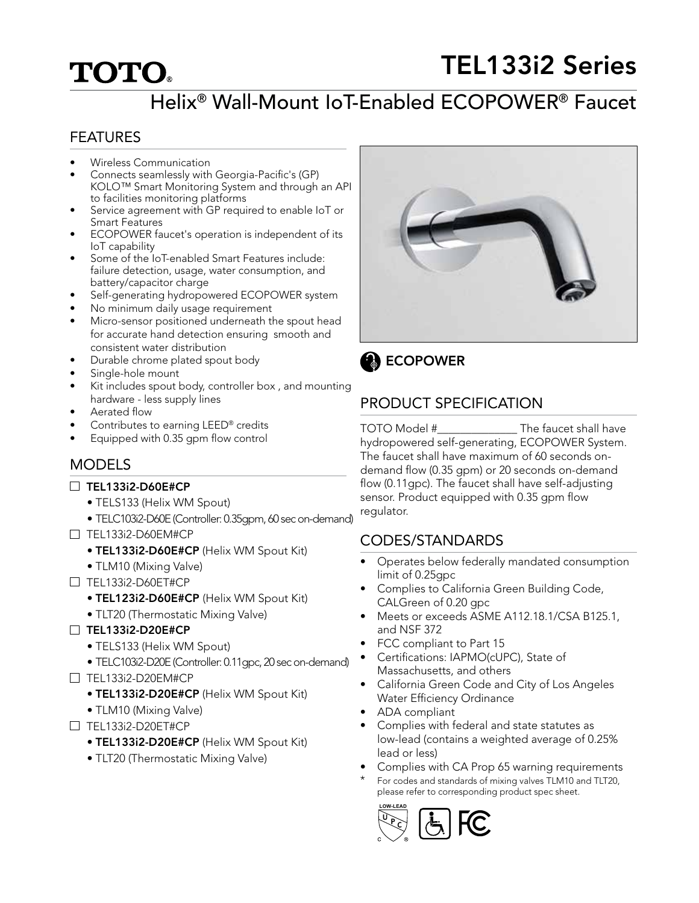# TOTO®

# TEL133i2 Series

## Helix® Wall-Mount IoT-Enabled ECOPOWER® Faucet

### FEATURES

- Wireless Communication
- Connects seamlessly with Georgia-Pacific's (GP) KOLO™ Smart Monitoring System and through an API to facilities monitoring platforms
- Service agreement with GP required to enable IoT or Smart Features
- ECOPOWER faucet's operation is independent of its IoT capability
- Some of the IoT-enabled Smart Features include: failure detection, usage, water consumption, and battery/capacitor charge
- Self-generating hydropowered ECOPOWER system
- No minimum daily usage requirement
- Micro-sensor positioned underneath the spout head for accurate hand detection ensuring smooth and consistent water distribution
- Durable chrome plated spout body
- Single-hole mount
- Kit includes spout body, controller box , and mounting hardware - less supply lines
- Aerated flow
- Contributes to earning LEED® credits
- Equipped with 0.35 gpm flow control

### MODELS

- ☐ **TEL133i2-D60E#CP**
  - TELS133 (Helix WM Spout)
  - TELC103i2-D60E (Controller: 0.35gpm, 60 sec on-demand)
- ☐ TEL133i2-D60EM#CP
  - **TEL133i2-D60E#CP** (Helix WM Spout Kit)
  - TLM10 (Mixing Valve)
- ☐ TEL133i2-D60ET#CP
  - **TEL123i2-D60E#CP** (Helix WM Spout Kit)
  - TLT20 (Thermostatic Mixing Valve)
- ☐ **TEL133i2-D20E#CP**
  - TELS133 (Helix WM Spout)
  - TELC103i2-D20E (Controller: 0.11gpc, 20 sec on-demand)
- ☐ TEL133i2-D20EM#CP
  - **TEL133i2-D20E#CP** (Helix WM Spout Kit)
  - TLM10 (Mixing Valve)
- ☐ TEL133i2-D20ET#CP
  - **TEL133i2-D20E#CP** (Helix WM Spout Kit)
  - TLT20 (Thermostatic Mixing Valve)

**ECOPOWER**

### PRODUCT SPECIFICATION

TOTO Model #______________ The faucet shall have hydropowered self-generating, ECOPOWER System. The faucet shall have maximum of 60 seconds on-demand flow (0.35 gpm) or 20 seconds on-demand flow (0.11gpc). The faucet shall have self-adjusting sensor. Product equipped with 0.35 gpm flow regulator.

### CODES/STANDARDS

- Operates below federally mandated consumption limit of 0.25gpc
- Complies to California Green Building Code, CALGreen of 0.20 gpc
- Meets or exceeds ASME A112.18.1/CSA B125.1, and NSF 372
- FCC compliant to Part 15
- Certifications: IAPMO(cUPC), State of Massachusetts, and others
- California Green Code and City of Los Angeles Water Efficiency Ordinance
- ADA compliant
- Complies with federal and state statutes as low-lead (contains a weighted average of 0.25% lead or less)
- Complies with CA Prop 65 warning requirements

\* For codes and standards of mixing valves TLM10 and TLT20, please refer to corresponding product spec sheet.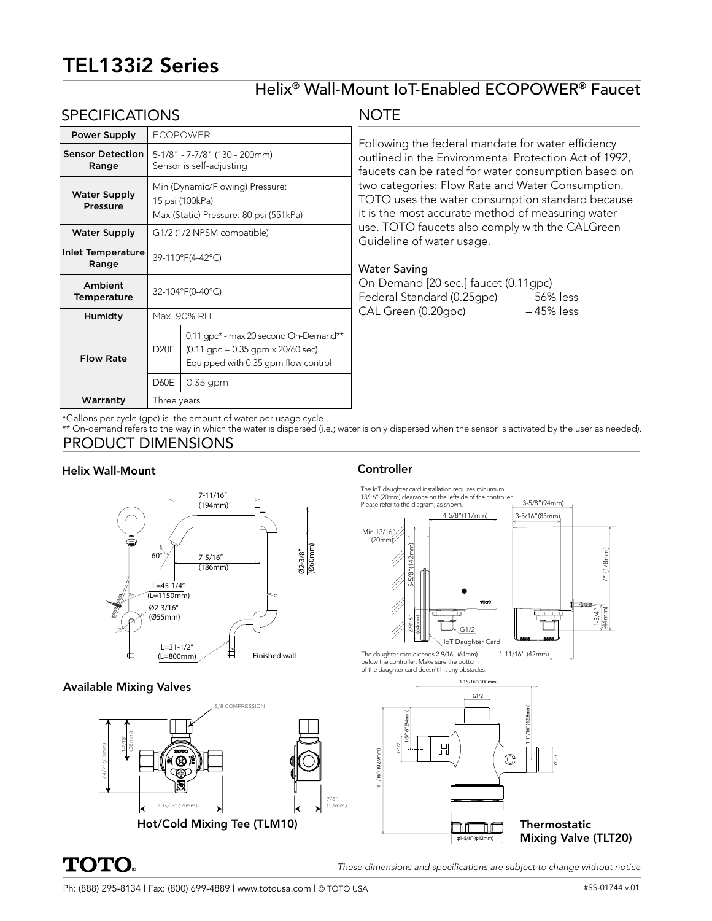# TEL133i2 Series

## Helix® Wall-Mount IoT-Enabled ECOPOWER® Faucet

## SPECIFICATIONS

| | | |
|---|---|---|
| **Power Supply** | ECOPOWER | |
| **Sensor Detection Range** | 5-1/8" - 7-7/8" (130 - 200mm) Sensor is self-adjusting | |
| **Water Supply Pressure** | Min (Dynamic/Flowing) Pressure: 15 psi (100kPa) Max (Static) Pressure: 80 psi (551kPa) | |
| **Water Supply** | G1/2 (1/2 NPSM compatible) | |
| **Inlet Temperature Range** | 39-110°F(4-42°C) | |
| **Ambient Temperature** | 32-104°F(0-40°C) | |
| **Humidty** | Max. 90% RH | |
| **Flow Rate** | D20E | 0.11 gpc* - max 20 second On-Demand** (0.11 gpc = 0.35 gpm x 20/60 sec) Equipped with 0.35 gpm flow control |
| | D60E | 0.35 gpm |
| **Warranty** | Three years | |

*Gallons per cycle (gpc) is the amount of water per usage cycle .

** On-demand refers to the way in which the water is dispersed (i.e.; water is only dispersed when the sensor is activated by the user as needed).

## NOTE

Following the federal mandate for water efficiency outlined in the Environmental Protection Act of 1992, faucets can be rated for water consumption based on two categories: Flow Rate and Water Consumption. TOTO uses the water consumption standard because it is the most accurate method of measuring water use. TOTO faucets also comply with the CALGreen Guideline of water usage.

Water Saving

On-Demand [20 sec.] faucet (0.11gpc)
Federal Standard (0.25gpc) – 56% less
CAL Green (0.20gpc) – 45% less

## PRODUCT DIMENSIONS

### Helix Wall-Mount

7-11/16" (194mm)
60°
7-5/16" (186mm)
Ø2-3/8" (Ø60mm)
L=45-1/4" (L=1150mm)
Ø2-3/16" (Ø55mm)
L=31-1/2" (L=800mm)
Finished wall

### Controller

The IoT daughter card installation requires minumum 13/16" (20mm) clearance on the leftside of the controller. Please refer to the diagram, as shown.

Min 13/16" (20mm)
4-5/8"(117mm)
3-5/8"(94mm)
3-5/16"(83mm)
5-5/8"(142mm)
7" (178mm)
2-9/16" (64mm)
G1/2
IoT Daughter Card
1-3/4" (44mm)
1-11/16" (42mm)

The daughter card extends 2-9/16" (64mm) below the controller. Make sure the bottom of the daughter card doesn't hit any obstacles.

### Available Mixing Valves

3/8 COMPRESSION
1-7/16" (36mm)
2-1/2" (63mm)
2-13/16" (71mm)
7/8" (23mm)

Hot/Cold Mixing Tee (TLM10)

3-15/16"(100mm)
G1/2
1-5/16"(34mm)
1-11/16"(42.8mm)
G1/2
4-1/16"(102.9mm)
G1/2
ф1-5/8"(ф42mm)

Thermostatic Mixing Valve (TLT20)

*These dimensions and specifications are subject to change without notice*

Ph: (888) 295-8134 | Fax: (800) 699-4889 | www.totousa.com | © TOTO USA

#SS-01744 v.01